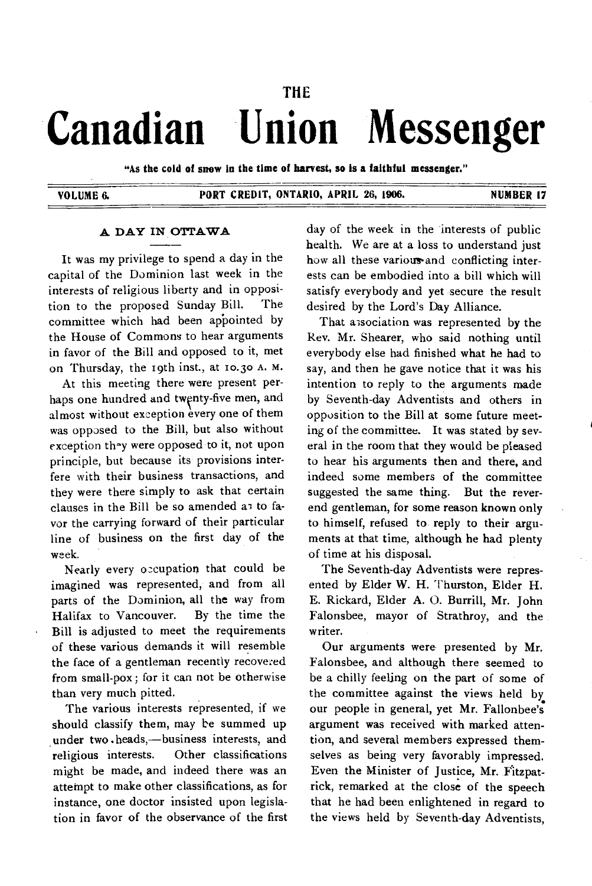# THE Canadian Union Messenger

"As the cold of snow in the time of harvest, so is a faithful messenger."

VOLUME 6. PORT CREDIT, ONTARIO, APRIL 26, 1906. NUMBER 17

## A DAY IN OTTAWA

It was my privilege to spend a day in the capital of the Dominion last week in the interests of religious liberty and in opposition to the proposed Sunday Bill. The committee which had been appointed by the House of Commons to hear arguments in favor of the Bill and opposed to it, met on Thursday, the 19th inst., at 10.30 A. M.

At this meeting there were present perhaps one hundred and twenty-five men, and almost without exception every one of them was opposed to the Bill, but also without exception they were opposed to it, not upon principle, but because its provisions interfere with their business transactions, and they were there simply to ask that certain clauses in the Bill be so amended as to favor the carrying forward of their particular line of business on the first day of the week.

Nearly every occupation that could be imagined was represented, and from all parts of the Dominion, all the way from Halifax to Vancouver. By the time the Bill is adjusted to meet the requirements of these various demands it will resemble the face of a gentleman recently recovered from small-pox; for it can not be otherwise than very much pitted.

The various interests represented, if we should classify them, may be summed up under two heads,—business interests, and religious interests. Other classifications might be made, and indeed there was an attempt to make other classifications, as for instance, one doctor insisted upon legislation in favor of the observance of the first day of the week in the interests of public health. We are at a loss to understand just how all these various and conflicting interests can be embodied into a bill which will satisfy everybody and yet secure the result desired by the Lord's Day Alliance.

That association was represented by the Rev. Mr. Shearer, who said nothing until everybody else had finished what he had to say, and then he gave notice that it was his intention to reply to the arguments made by Seventh-day Adventists and others in opposition to the Bill at some future meeting of the committee. It was stated by several in the room that they would be pleased to hear his arguments then and there, and indeed some members of the committee suggested the same thing. But the reverend gentleman, for some reason known only to himself, refused to reply to their arguments at that time, although he had plenty of time at his disposal.

The Seventh-day Adventists were represented by Elder W. H. Thurston, Elder H. E. Rickard, Elder A. O. Burrill, Mr. John Falonsbee, mayor of Strathroy, and the writer.

Our arguments were presented by Mr. Falonsbee, and although there seemed to be a chilly feeling on the part of some of the committee against the views held by our people in general, yet Mr. Fallonbee's argument was received with marked attention, and several members expressed themselves as being very favorably impressed. Even the Minister of Justice, Mr. Fitzpatrick, remarked at the close of the speech that he had been enlightened in regard to the views held by Seventh-day Adventists,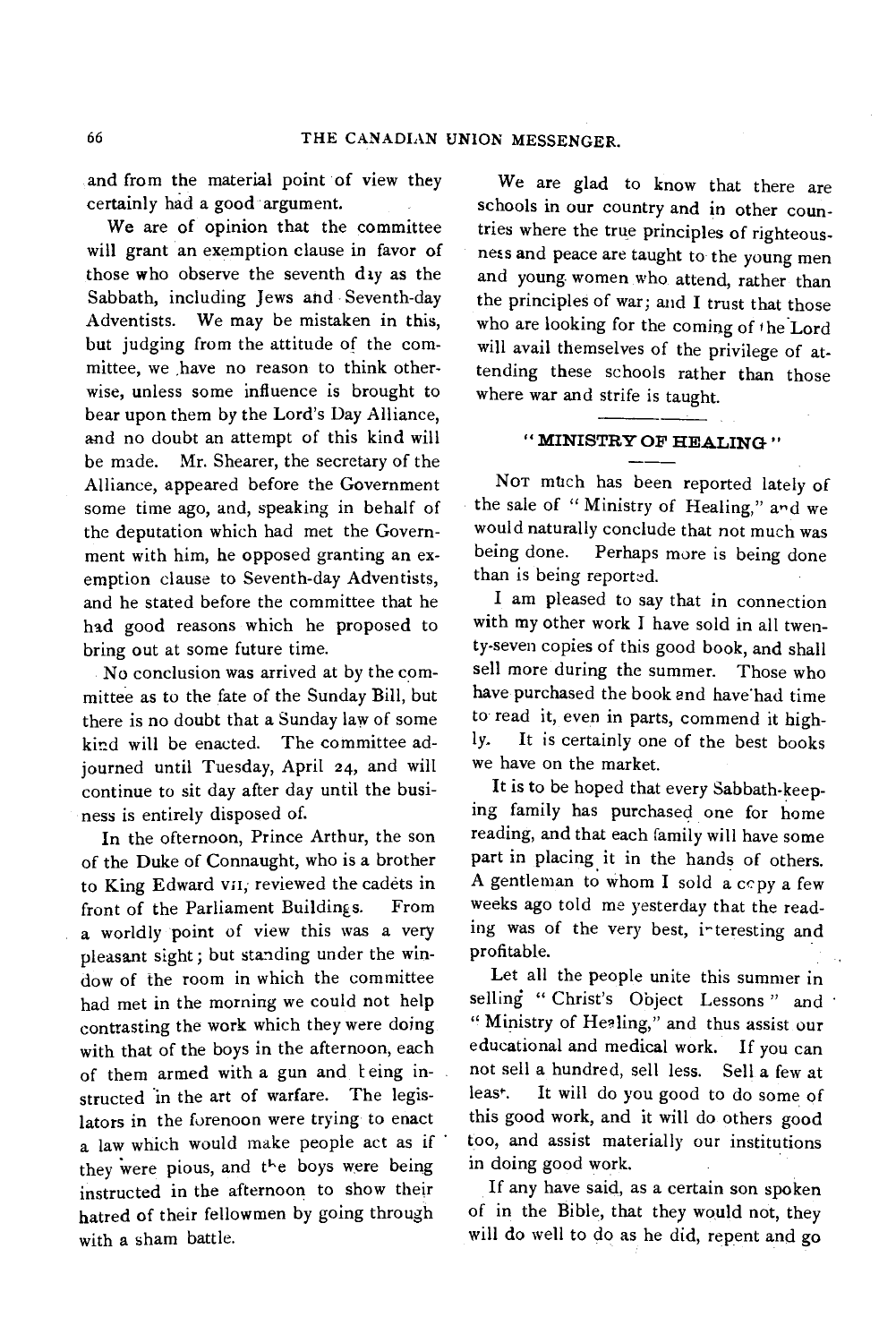and from the material point of view they certainly had a good argument.

We are of opinion that the committee will grant an exemption clause in favor of those who observe the seventh day as the Sabbath, including Jews and Seventh-day Adventists. We may be mistaken in this, but judging from the attitude of the committee, we have no reason to think otherwise, unless some influence is brought to bear upon them by the Lord's Day Alliance, and no doubt an attempt of this kind will be made. Mr. Shearer, the secretary of the Alliance, appeared before the Government some time ago, and, speaking in behalf of the deputation which had met the Government with him, he opposed granting an exemption clause to Seventh-day Adventists, and he stated before the committee that he had good reasons which he proposed to bring out at some future time.

No conclusion was arrived at by the committee as to the fate of the Sunday Bill, but there is no doubt that a Sunday law of some kind will be enacted. The committee adjourned until Tuesday, April 24, and will continue to sit day after day until the business is entirely disposed of.

In the afternoon, Prince Arthur, the son of the Duke of Connaught, who is a brother to King Edward VII, reviewed the cadets in front of the Parliament Buildings. From a worldly point of view this was a very pleasant sight; but standing under the window of the room in which the committee had met in the morning we could not help contrasting the work which they were doing with that of the boys in the afternoon, each of them armed with a gun and being instructed in the art of warfare. The legislators in the forenoon were trying to enact a law which would make people act as if they were pious, and the boys were being instructed in the afternoon to show their hatred of their fellowmen by going through with a sham battle.

We are glad to know that there are schools in our country and in other countries where the true principles of righteousness and peace are taught to the young men and young women who attend, rather than the principles of war; and I trust that those who are looking for the coming of the Lord will avail themselves of the privilege of attending these schools rather than those where war and strife is taught.

## "MINISTRY OF HEALING"

Not much has been reported lately of the sale of "Ministry of Healing," and we would naturally conclude that not much was being done. Perhaps more is being done than is being reported.

I am pleased to say that in connection with my other work I have sold in all twenty-seven copies of this good book, and shall sell more during the summer. Those who have purchased the book and have had time to read it, even in parts, commend it highly. It is certainly one of the best books we have on the market.

It is to be hoped that every Sabbath-keeping family has purchased one for home reading, and that each family will have some part in placing it in the hands of others. A gentleman to whom I sold a copy a few weeks ago told me yesterday that the reading was of the very best, interesting and profitable.

Let all the people unite this summer in selling "Christ's Object Lessons" and "Ministry of Healing," and thus assist our educational and medical work. If you can not sell a hundred, sell less. Sell a few at least. It will do you good to do some of this good work, and it will do others good too, and assist materially our institutions in doing good work.

If any have said, as a certain son spoken of in the Bible, that they would not, they will do well to do as he did, repent and go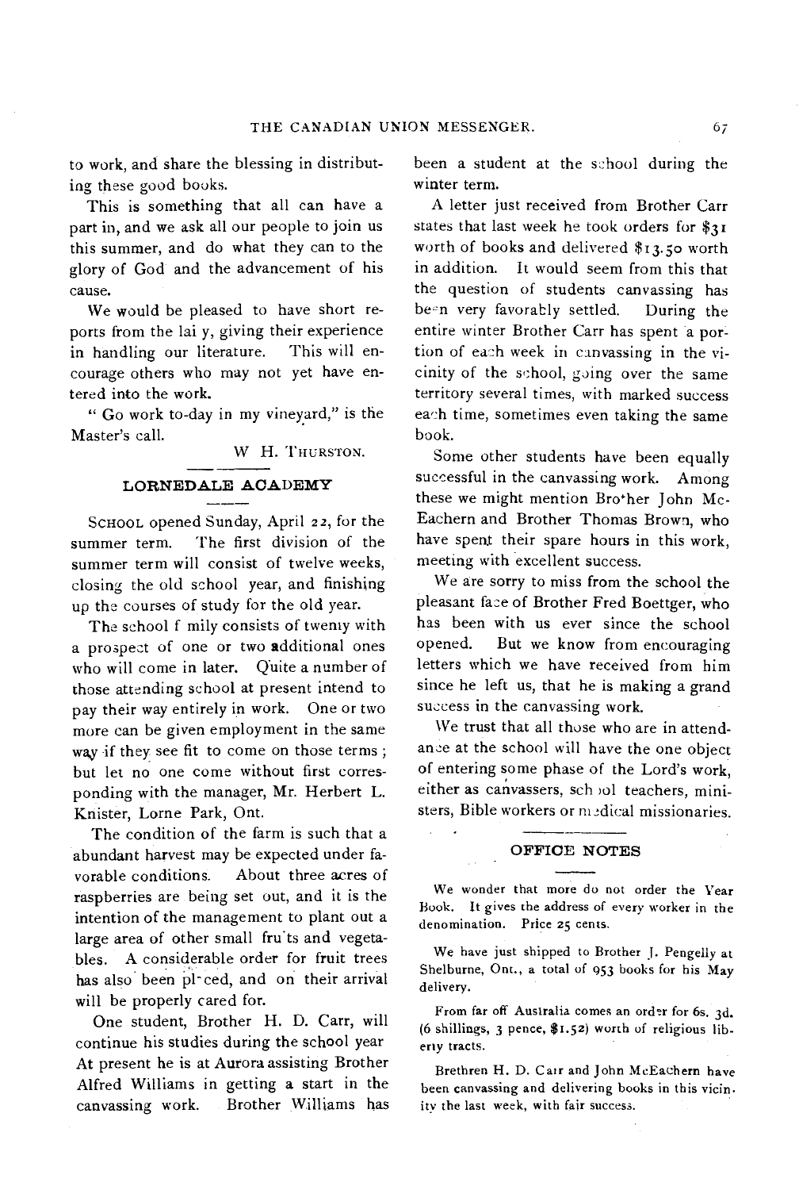to work, and share the blessing in distributing these good books.

This is something that all can have a part in, and we ask all our people to join us this summer, and do what they can to the glory of God and the advancement of his cause.

We would be pleased to have short reports from the lai y, giving their experience in handling our literature. This will encourage others who may not yet have entered into the work.

"Go work to-day in my vineyard," is the Master's call.

W H. THURSTON.

## LORNEDALE ACADEMY

SCHOOL opened Sunday, April 22, for the summer term. The first division of the summer term will consist of twelve weeks, closing the old school year, and finishing up the courses of study for the old year.

The school f mily consists of twenty with a prospect of one or two additional ones who will come in later. Quite a number of those attending school at present intend to pay their way entirely in work. One or two more can be given employment in the same way if they see fit to come on those terms; but let no one come without first corresponding with the manager, Mr. Herbert L. Knister, Lorne Park, Ont.

The condition of the farm is such that a abundant harvest may be expected under favorable conditions. About three acres of raspberries are being set out, and it is the intention of the management to plant out a large area of other small fru'ts and vegetables. A considerable order for fruit trees has also been pl-ced, and on their arrival will be properly cared for.

One student, Brother H. D. Carr, will continue his studies during the school year At present he is at Aurora assisting Brother Alfred Williams in getting a start in the canvassing work. Brother Williams has been a student at the school during the winter term.

A letter just received from Brother Carr states that last week he took orders for $31 worth of books and delivered $13.50 worth in addition. It would seem from this that the question of students canvassing has been very favorably settled. During the entire winter Brother Carr has spent a portion of each week in canvassing in the vicinity of the school, going over the same territory several times, with marked success each time, sometimes even taking the same book.

Some other students have been equally successful in the canvassing work. Among these we might mention Brother John McEachern and Brother Thomas Brown, who have spent their spare hours in this work, meeting with excellent success.

We are sorry to miss from the school the pleasant face of Brother Fred Boettger, who has been with us ever since the school opened. But we know from encouraging letters which we have received from him since he left us, that he is making a grand success in the canvassing work.

We trust that all those who are in attendance at the school will have the one object of entering some phase of the Lord's work, either as canvassers, school teachers, ministers, Bible workers or medical missionaries.

## OFFICE NOTES

We wonder that more do not order the Year Book. It gives the address of every worker in the denomination. Price 25 cents.

We have just shipped to Brother J. Pengelly at Shelburne, Ont., a total of 953 books for his May delivery.

From far off Australia comes an order for 6s. 3d. (6 shillings, 3 pence, $1.52) worth of religious liberty tracts.

Brethren H. D. Carr and John McEachern have been canvassing and delivering books in this vicinity the last week, with fair success.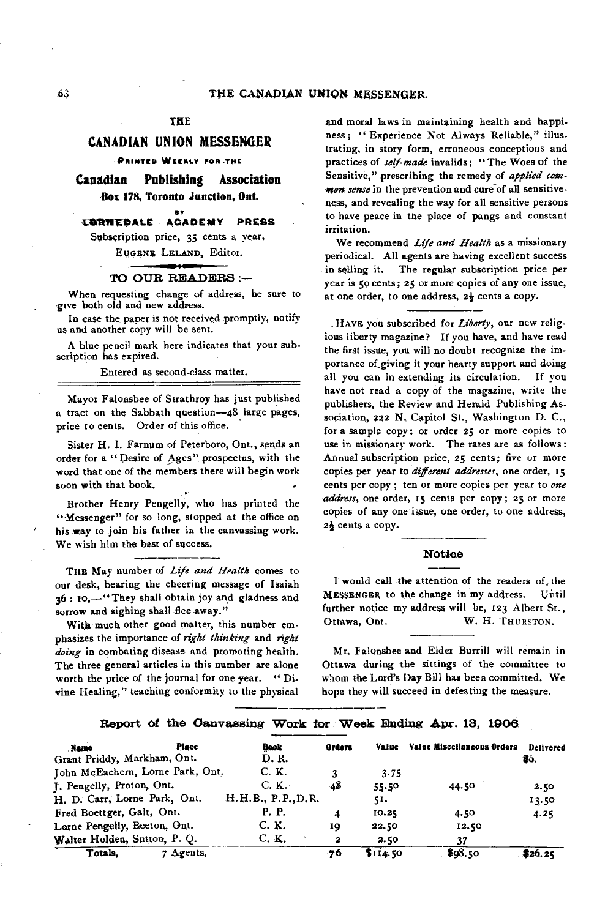## THE CANADIAN UNION MESSENGER

**PRINTED WEEKLY FOR THE**

**Canadian Publishing Association**

**Box 178, Toronto Junction, Ont.**

BY

**LORNEDALE ACADEMY PRESS**

Subscription price, 35 cents a year,

EUGENE LELAND, Editor.

### TO OUR READERS :—

When requesting change of address, be sure to give both old and new address.

In case the paper is not received promptly, notify us and another copy will be sent.

A blue pencil mark here indicates that your subscription has expired.

Entered as second-class matter.

---

Mayor Falonsbee of Strathroy has just published a tract on the Sabbath question—48 large pages, price 10 cents. Order of this office.

Sister H. I. Farnum of Peterboro, Ont., sends an order for a "Desire of Ages" prospectus, with the word that one of the members there will begin work soon with that book.

Brother Henry Pengelly, who has printed the "Messenger" for so long, stopped at the office on his way to join his father in the canvassing work. We wish him the best of success.

---

THE May number of *Life and Health* comes to our desk, bearing the cheering message of Isaiah 36 : 10,—"They shall obtain joy and gladness and sorrow and sighing shall flee away."

With much other good matter, this number emphasizes the importance of *right thinking* and *right doing* in combating disease and promoting health. The three general articles in this number are alone worth the price of the journal for one year. "Divine Healing," teaching conformity to the physical and moral laws in maintaining health and happiness; "Experience Not Always Reliable," illustrating, in story form, erroneous conceptions and practices of *self-made* invalids; "The Woes of the Sensitive," prescribing the remedy of *applied common sense* in the prevention and cure of all sensitiveness, and revealing the way for all sensitive persons to have peace in the place of pangs and constant irritation.

We recommend *Life and Health* as a missionary periodical. All agents are having excellent success in selling it. The regular subscription price per year is 50 cents; 25 or more copies of any one issue, at one order, to one address, 2½ cents a copy.

---

HAVE you subscribed for *Liberty*, our new religious liberty magazine? If you have, and have read the first issue, you will no doubt recognize the importance of giving it your hearty support and doing all you can in extending its circulation. If you have not read a copy of the magazine, write the publishers, the Review and Herald Publishing Association, 222 N. Capitol St., Washington D. C., for a sample copy; or order 25 or more copies to use in missionary work. The rates are as follows: Annual subscription price, 25 cents; five or more copies per year to *different addresses*, one order, 15 cents per copy; ten or more copies per year to *one address*, one order, 15 cents per copy; 25 or more copies of any one issue, one order, to one address, 2½ cents a copy.

---

### Notice

I would call the attention of the readers of the MESSENGER to the change in my address. Until further notice my address will be, 123 Albert St., Ottawa, Ont. W. H. THURSTON.

---

Mr. Falonsbee and Elder Burrill will remain in Ottawa during the sittings of the committee to whom the Lord's Day Bill has been committed. We hope they will succeed in defeating the measure.

---

### Report of the Canvassing Work for Week Ending Apr. 13, 1906

| Name | Place | Book | Orders | Value | Value Miscellaneous Orders | Delivered |
|---|---|---|---|---|---|---|
| Grant Priddy, | Markham, Ont. | D. R. | | | | $6. |
| John McEachern, | Lorne Park, Ont. | C. K. | 3 | 3.75 | | |
| J. Pengelly, | Proton, Ont. | C. K. | 48 | 55.50 | 44.50 | 2.50 |
| H. D. Carr, | Lorne Park, Ont. | H.H.B., P.P.,D.R. | | 51. | | 13.50 |
| Fred Boettger, | Galt, Ont. | P. P. | 4 | 10.25 | 4.50 | 4.25 |
| Lorne Pengelly, | Beeton, Ont. | C. K. | 19 | 22.50 | 12.50 | |
| Walter Holden, | Sutton, P. Q. | C. K. | 2 | 2.50 | 37 | |
| Totals, | 7 Agents, | | 76 | $114.50 | $98.50 | $26.25 |